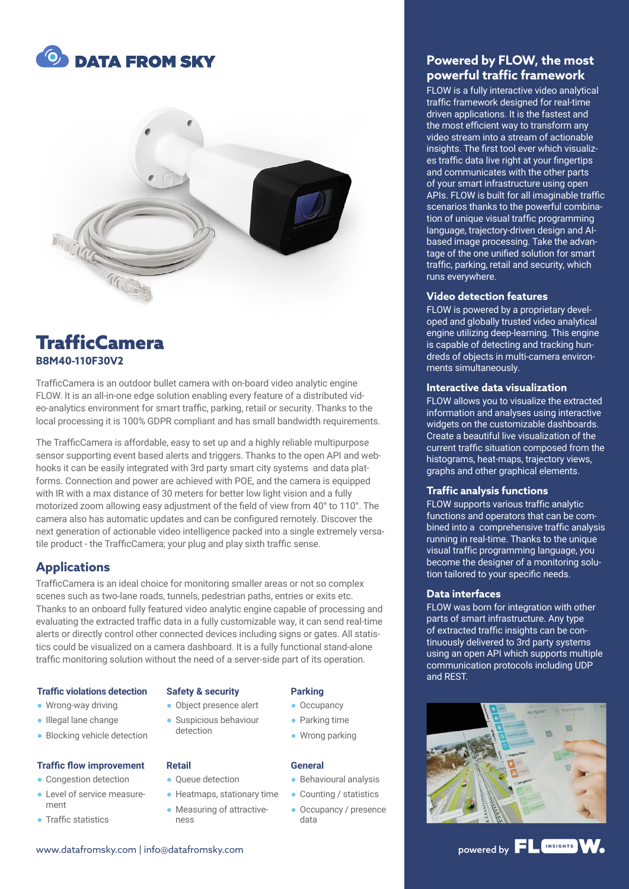DATA FROM SKY

# TrafficCamera

**B8M40-110F30V2**

TrafficCamera is an outdoor bullet camera with on-board video analytic engine FLOW. It is an all-in-one edge solution enabling every feature of a distributed video-analytics environment for smart traffic, parking, retail or security. Thanks to the local processing it is 100% GDPR compliant and has small bandwidth requirements.

The TrafficCamera is affordable, easy to set up and a highly reliable multipurpose sensor supporting event based alerts and triggers. Thanks to the open API and webhooks it can be easily integrated with 3rd party smart city systems and data platforms. Connection and power are achieved with POE, and the camera is equipped with IR with a max distance of 30 meters for better low light vision and a fully motorized zoom allowing easy adjustment of the field of view from 40° to 110°. The camera also has automatic updates and can be configured remotely. Discover the next generation of actionable video intelligence packed into a single extremely versatile product - the TrafficCamera; your plug and play sixth traffic sense.

## Applications

TrafficCamera is an ideal choice for monitoring smaller areas or not so complex scenes such as two-lane roads, tunnels, pedestrian paths, entries or exits etc. Thanks to an onboard fully featured video analytic engine capable of processing and evaluating the extracted traffic data in a fully customizable way, it can send real-time alerts or directly control other connected devices including signs or gates. All statistics could be visualized on a camera dashboard. It is a fully functional stand-alone traffic monitoring solution without the need of a server-side part of its operation.

### Traffic violations detection

- Wrong-way driving
- Illegal lane change
- Blocking vehicle detection

### Safety & security

- Object presence alert
- Suspicious behaviour detection

### Parking

- Occupancy
- Parking time
- Wrong parking

### Traffic flow improvement

- Congestion detection
- Level of service measurement
- Traffic statistics

### Retail

- Queue detection
- Heatmaps, stationary time
- Measuring of attractiveness

### General

- Behavioural analysis
- Counting / statistics
- Occupancy / presence data

www.datafromsky.com | info@datafromsky.com

## Powered by FLOW, the most powerful traffic framework

FLOW is a fully interactive video analytical traffic framework designed for real-time driven applications. It is the fastest and the most efficient way to transform any video stream into a stream of actionable insights. The first tool ever which visualizes traffic data live right at your fingertips and communicates with the other parts of your smart infrastructure using open APIs. FLOW is built for all imaginable traffic scenarios thanks to the powerful combination of unique visual traffic programming language, trajectory-driven design and AI-based image processing. Take the advantage of the one unified solution for smart traffic, parking, retail and security, which runs everywhere.

### Video detection features

FLOW is powered by a proprietary developed and globally trusted video analytical engine utilizing deep-learning. This engine is capable of detecting and tracking hundreds of objects in multi-camera environments simultaneously.

### Interactive data visualization

FLOW allows you to visualize the extracted information and analyses using interactive widgets on the customizable dashboards. Create a beautiful live visualization of the current traffic situation composed from the histograms, heat-maps, trajectory views, graphs and other graphical elements.

### Traffic analysis functions

FLOW supports various traffic analytic functions and operators that can be combined into a comprehensive traffic analysis running in real-time. Thanks to the unique visual traffic programming language, you become the designer of a monitoring solution tailored to your specific needs.

### Data interfaces

FLOW was born for integration with other parts of smart infrastructure. Any type of extracted traffic insights can be continuously delivered to 3rd party systems using an open API which supports multiple communication protocols including UDP and REST.

powered by FLOW INSIGHTS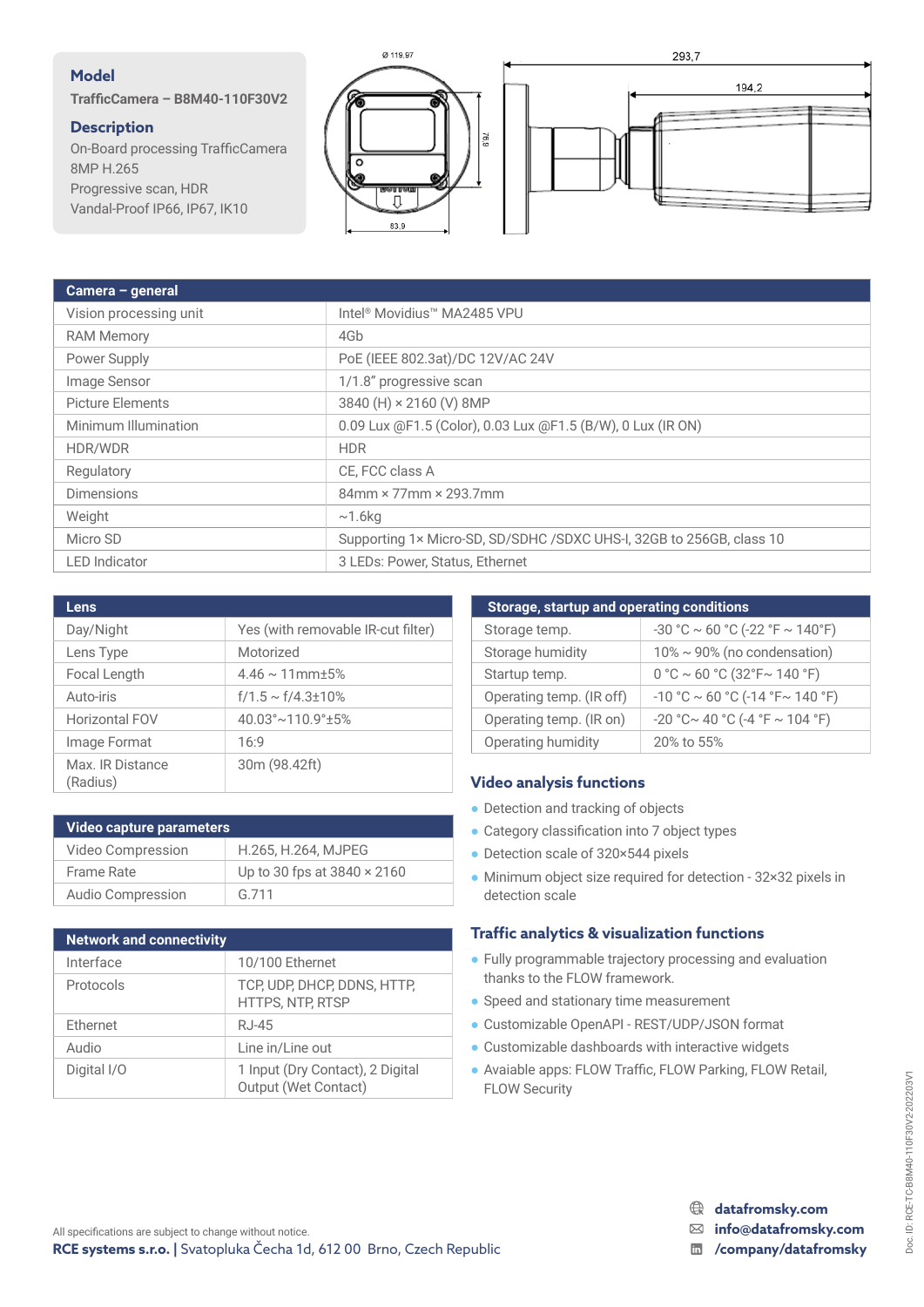**Model**

TrafficCamera – B8M40-110F30V2

**Description**

On-Board processing TrafficCamera
8MP H.265
Progressive scan, HDR
Vandal-Proof IP66, IP67, IK10

Ø 119.97

76.9

83.9

293,7

194,2

| Camera – general | |
|---|---|
| Vision processing unit | Intel® Movidius™ MA2485 VPU |
| RAM Memory | 4Gb |
| Power Supply | PoE (IEEE 802.3at)/DC 12V/AC 24V |
| Image Sensor | 1/1.8" progressive scan |
| Picture Elements | 3840 (H) × 2160 (V) 8MP |
| Minimum Illumination | 0.09 Lux @F1.5 (Color), 0.03 Lux @F1.5 (B/W), 0 Lux (IR ON) |
| HDR/WDR | HDR |
| Regulatory | CE, FCC class A |
| Dimensions | 84mm × 77mm × 293.7mm |
| Weight | ~1.6kg |
| Micro SD | Supporting 1× Micro-SD, SD/SDHC /SDXC UHS-I, 32GB to 256GB, class 10 |
| LED Indicator | 3 LEDs: Power, Status, Ethernet |

| Lens | |
|---|---|
| Day/Night | Yes (with removable IR-cut filter) |
| Lens Type | Motorized |
| Focal Length | 4.46 ~ 11mm±5% |
| Auto-iris | f/1.5 ~ f/4.3±10% |
| Horizontal FOV | 40.03°~110.9°±5% |
| Image Format | 16:9 |
| Max. IR Distance (Radius) | 30m (98.42ft) |

| Video capture parameters | |
|---|---|
| Video Compression | H.265, H.264, MJPEG |
| Frame Rate | Up to 30 fps at 3840 × 2160 |
| Audio Compression | G.711 |

| Network and connectivity | |
|---|---|
| Interface | 10/100 Ethernet |
| Protocols | TCP, UDP, DHCP, DDNS, HTTP, HTTPS, NTP, RTSP |
| Ethernet | RJ-45 |
| Audio | Line in/Line out |
| Digital I/O | 1 Input (Dry Contact), 2 Digital Output (Wet Contact) |

| Storage, startup and operating conditions | |
|---|---|
| Storage temp. | -30 °C ~ 60 °C (-22 °F ~ 140°F) |
| Storage humidity | 10% ~ 90% (no condensation) |
| Startup temp. | 0 °C ~ 60 °C (32°F~ 140 °F) |
| Operating temp. (IR off) | -10 °C ~ 60 °C (-14 °F~ 140 °F) |
| Operating temp. (IR on) | -20 °C~ 40 °C (-4 °F ~ 104 °F) |
| Operating humidity | 20% to 55% |

## Video analysis functions

- Detection and tracking of objects
- Category classification into 7 object types
- Detection scale of 320×544 pixels
- Minimum object size required for detection - 32×32 pixels in detection scale

## Traffic analytics & visualization functions

- Fully programmable trajectory processing and evaluation thanks to the FLOW framework.
- Speed and stationary time measurement
- Customizable OpenAPI - REST/UDP/JSON format
- Customizable dashboards with interactive widgets
- Avaiable apps: FLOW Traffic, FLOW Parking, FLOW Retail, FLOW Security

All specifications are subject to change without notice.

**RCE systems s.r.o.** | Svatopluka Čecha 1d, 612 00 Brno, Czech Republic

**datafromsky.com**
**info@datafromsky.com**
**/company/datafromsky**

Doc. ID: RCE-TC-B8M40-110F30V2-202203V1